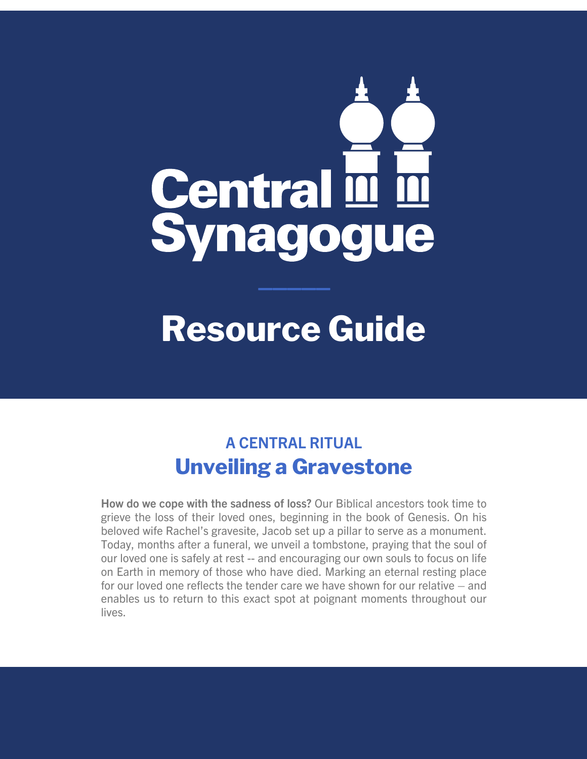# Central Synagogue

# Resource Guide

### A CENTRAL RITUAL

## Unveiling a Gravestone

**How do we cope with the sadness of loss?** Our Biblical ancestors took time to grieve the loss of their loved ones, beginning in the book of Genesis. On his beloved wife Rachel's gravesite, Jacob set up a pillar to serve as a monument. Today, months after a funeral, we unveil a tombstone, praying that the soul of our loved one is safely at rest -- and encouraging our own souls to focus on life on Earth in memory of those who have died. Marking an eternal resting place for our loved one reflects the tender care we have shown for our relative – and enables us to return to this exact spot at poignant moments throughout our lives.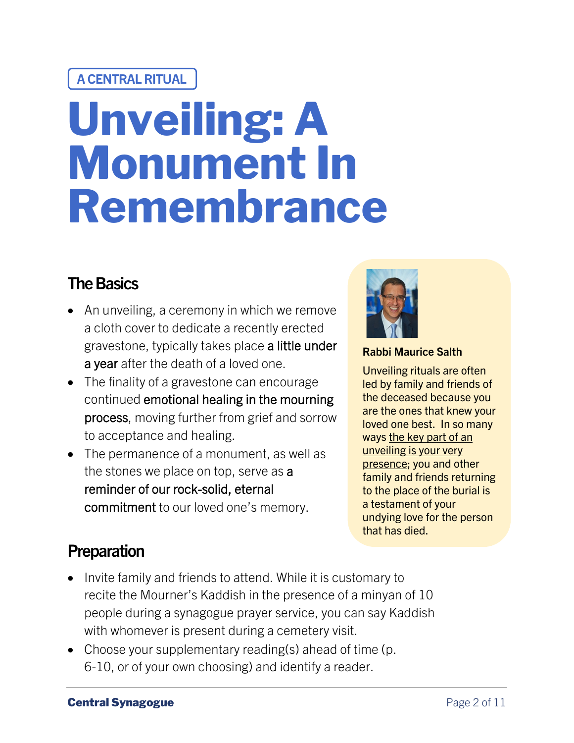A CENTRAL RITUAL

# Unveiling: A Monument In Remembrance

## The Basics

- An unveiling, a ceremony in which we remove a cloth cover to dedicate a recently erected gravestone, typically takes place **a little under a year** after the death of a loved one.
- The finality of a gravestone can encourage continued **emotional healing in the mourning process**, moving further from grief and sorrow to acceptance and healing.
- The permanence of a monument, as well as the stones we place on top, serve as **a reminder of our rock-solid, eternal commitment** to our loved one's memory.

**Rabbi Maurice Salth**

Unveiling rituals are often led by family and friends of the deceased because you are the ones that knew your loved one best. In so many ways <u>the key part of an unveiling is your very presence</u>; you and other family and friends returning to the place of the burial is a testament of your undying love for the person that has died.

## Preparation

- Invite family and friends to attend. While it is customary to recite the Mourner's Kaddish in the presence of a minyan of 10 people during a synagogue prayer service, you can say Kaddish with whomever is present during a cemetery visit.
- Choose your supplementary reading(s) ahead of time (p. 6-10, or of your own choosing) and identify a reader.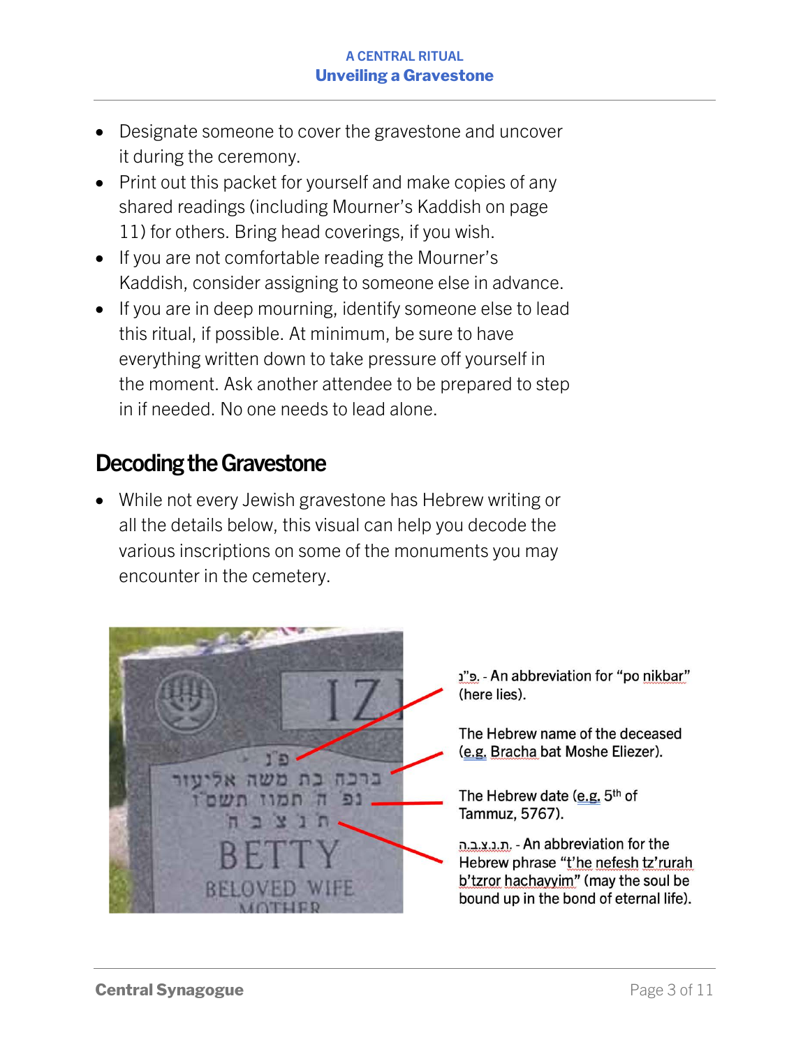- Designate someone to cover the gravestone and uncover it during the ceremony.
- Print out this packet for yourself and make copies of any shared readings (including Mourner's Kaddish on page 11) for others. Bring head coverings, if you wish.
- If you are not comfortable reading the Mourner's Kaddish, consider assigning to someone else in advance.
- If you are in deep mourning, identify someone else to lead this ritual, if possible. At minimum, be sure to have everything written down to take pressure off yourself in the moment. Ask another attendee to be prepared to step in if needed. No one needs to lead alone.

## Decoding the Gravestone

- While not every Jewish gravestone has Hebrew writing or all the details below, this visual can help you decode the various inscriptions on some of the monuments you may encounter in the cemetery.

פ"נ - An abbreviation for "po nikbar" (here lies).

The Hebrew name of the deceased (e.g. Bracha bat Moshe Eliezer).

The Hebrew date (e.g. 5th of Tammuz, 5767).

ת.נ.צ.ב.ה. - An abbreviation for the Hebrew phrase "t'he nefesh tz'rurah b'tzror hachayyim" (may the soul be bound up in the bond of eternal life).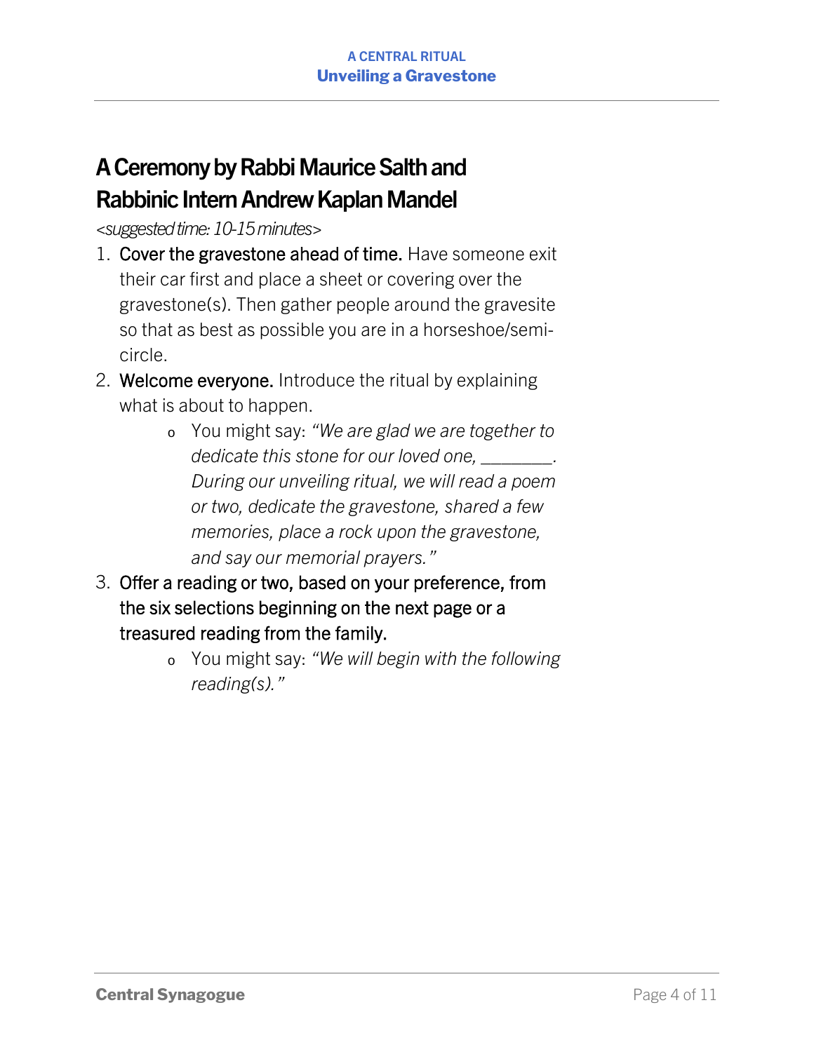## A Ceremony by Rabbi Maurice Salth and Rabbinic Intern Andrew Kaplan Mandel

*<suggested time: 10-15 minutes>*

1. Cover the gravestone ahead of time. Have someone exit their car first and place a sheet or covering over the gravestone(s). Then gather people around the gravesite so that as best as possible you are in a horseshoe/semi-circle.
2. Welcome everyone. Introduce the ritual by explaining what is about to happen.
   - You might say: *"We are glad we are together to dedicate this stone for our loved one, ________. During our unveiling ritual, we will read a poem or two, dedicate the gravestone, shared a few memories, place a rock upon the gravestone, and say our memorial prayers."*
3. Offer a reading or two, based on your preference, from the six selections beginning on the next page or a treasured reading from the family.
   - You might say: *"We will begin with the following reading(s)."*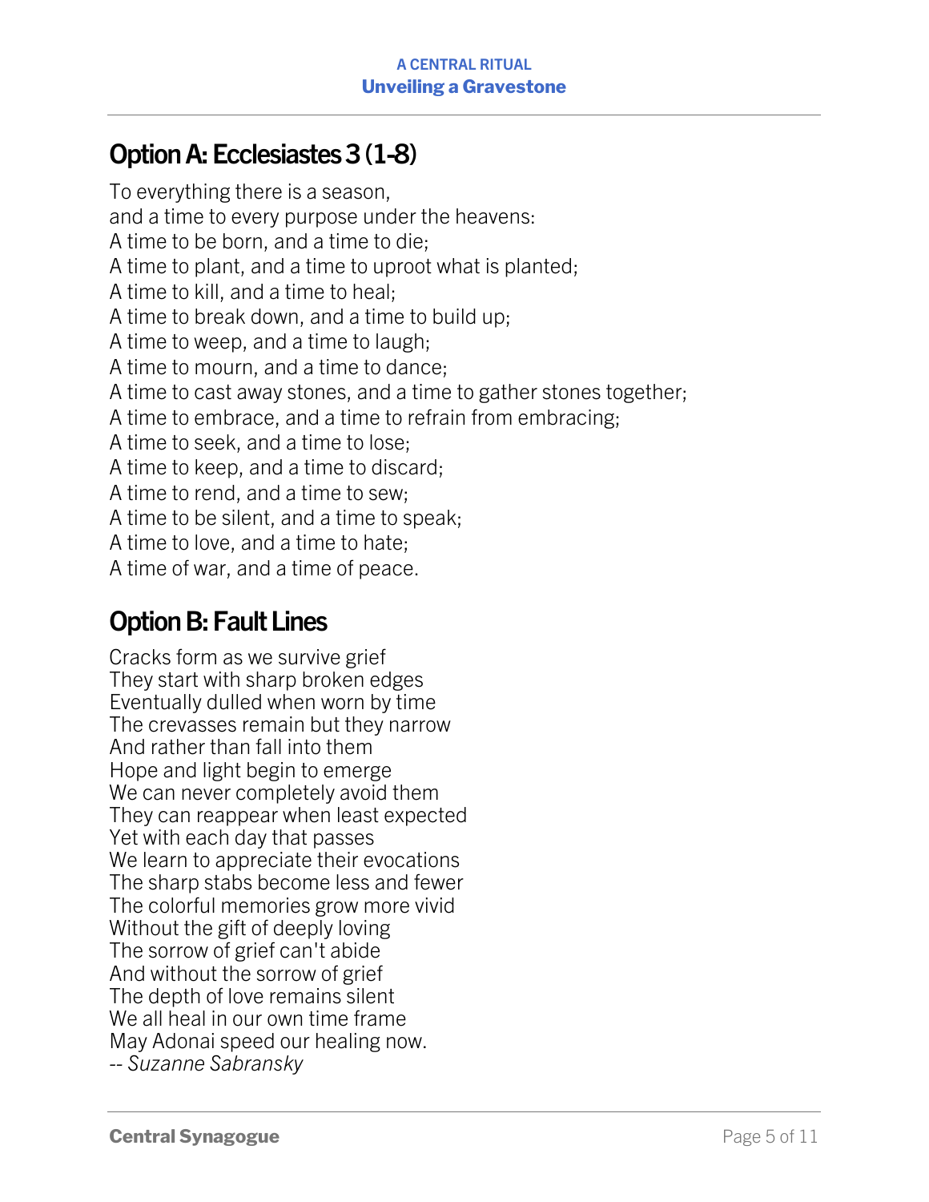## Option A: Ecclesiastes 3 (1-8)

To everything there is a season,  
and a time to every purpose under the heavens:  
A time to be born, and a time to die;  
A time to plant, and a time to uproot what is planted;  
A time to kill, and a time to heal;  
A time to break down, and a time to build up;  
A time to weep, and a time to laugh;  
A time to mourn, and a time to dance;  
A time to cast away stones, and a time to gather stones together;  
A time to embrace, and a time to refrain from embracing;  
A time to seek, and a time to lose;  
A time to keep, and a time to discard;  
A time to rend, and a time to sew;  
A time to be silent, and a time to speak;  
A time to love, and a time to hate;  
A time of war, and a time of peace.

## Option B: Fault Lines

Cracks form as we survive grief  
They start with sharp broken edges  
Eventually dulled when worn by time  
The crevasses remain but they narrow  
And rather than fall into them  
Hope and light begin to emerge  
We can never completely avoid them  
They can reappear when least expected  
Yet with each day that passes  
We learn to appreciate their evocations  
The sharp stabs become less and fewer  
The colorful memories grow more vivid  
Without the gift of deeply loving  
The sorrow of grief can't abide  
And without the sorrow of grief  
The depth of love remains silent  
We all heal in our own time frame  
May Adonai speed our healing now.  
*-- Suzanne Sabransky*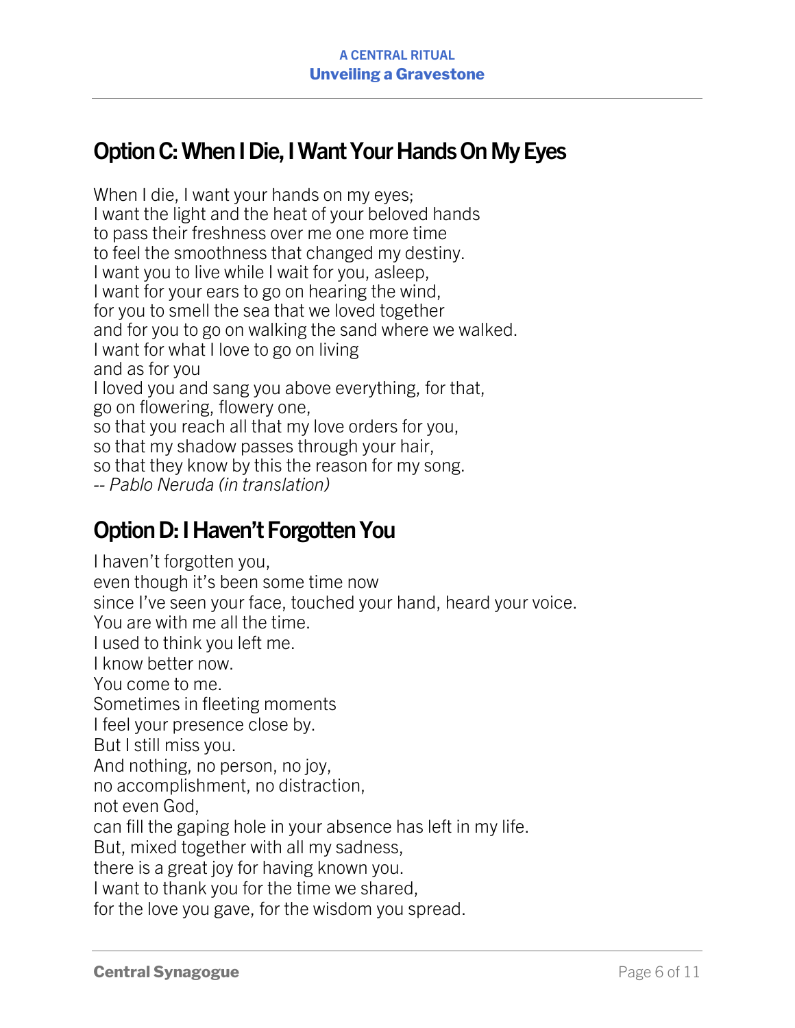## Option C: When I Die, I Want Your Hands On My Eyes

When I die, I want your hands on my eyes;  
I want the light and the heat of your beloved hands  
to pass their freshness over me one more time  
to feel the smoothness that changed my destiny.  
I want you to live while I wait for you, asleep,  
I want for your ears to go on hearing the wind,  
for you to smell the sea that we loved together  
and for you to go on walking the sand where we walked.  
I want for what I love to go on living  
and as for you  
I loved you and sang you above everything, for that,  
go on flowering, flowery one,  
so that you reach all that my love orders for you,  
so that my shadow passes through your hair,  
so that they know by this the reason for my song.  
-- *Pablo Neruda (in translation)*

## Option D: I Haven't Forgotten You

I haven't forgotten you,  
even though it's been some time now  
since I've seen your face, touched your hand, heard your voice.  
You are with me all the time.  
I used to think you left me.  
I know better now.  
You come to me.  
Sometimes in fleeting moments  
I feel your presence close by.  
But I still miss you.  
And nothing, no person, no joy,  
no accomplishment, no distraction,  
not even God,  
can fill the gaping hole in your absence has left in my life.  
But, mixed together with all my sadness,  
there is a great joy for having known you.  
I want to thank you for the time we shared,  
for the love you gave, for the wisdom you spread.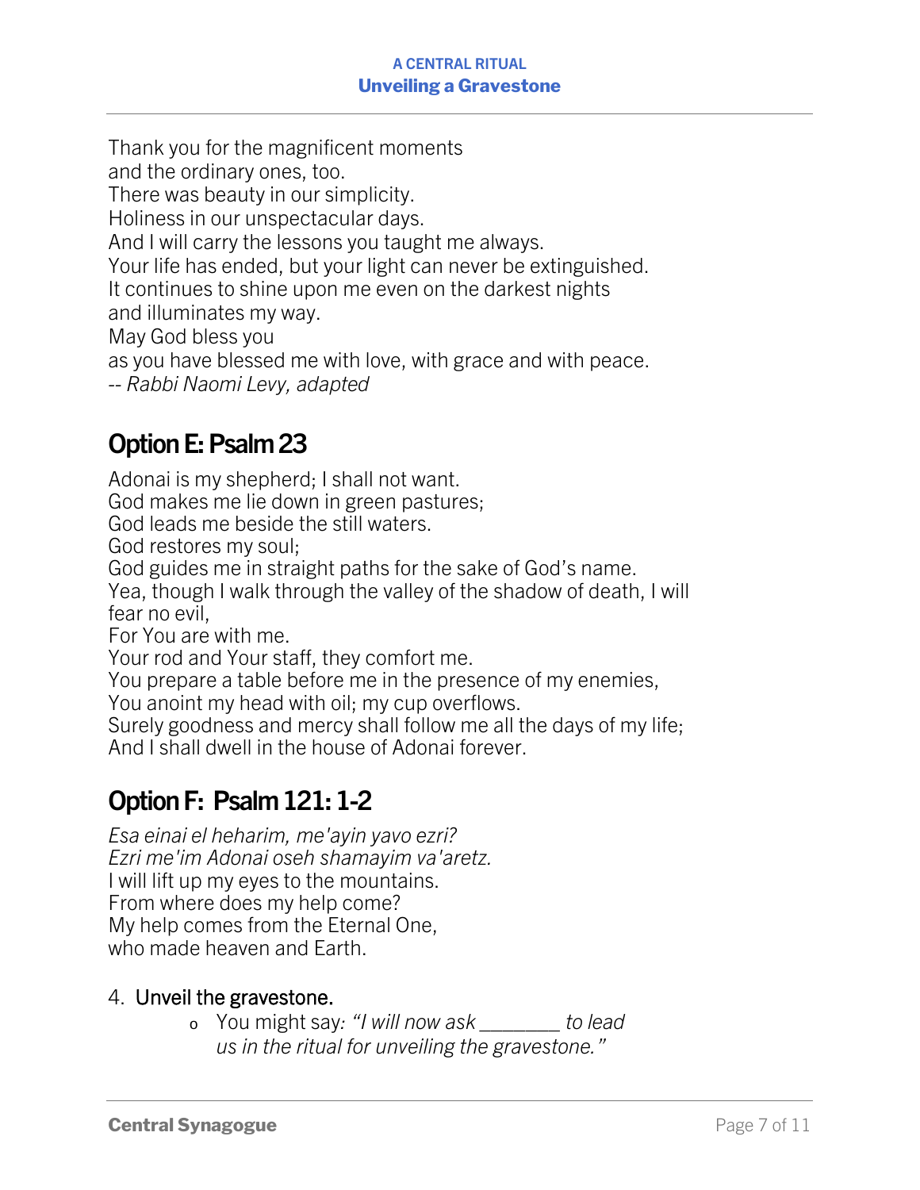Thank you for the magnificent moments
and the ordinary ones, too.
There was beauty in our simplicity.
Holiness in our unspectacular days.
And I will carry the lessons you taught me always.
Your life has ended, but your light can never be extinguished.
It continues to shine upon me even on the darkest nights
and illuminates my way.
May God bless you
as you have blessed me with love, with grace and with peace.
-- *Rabbi Naomi Levy, adapted*

## Option E: Psalm 23

Adonai is my shepherd; I shall not want.
God makes me lie down in green pastures;
God leads me beside the still waters.
God restores my soul;
God guides me in straight paths for the sake of God's name.
Yea, though I walk through the valley of the shadow of death, I will fear no evil,
For You are with me.
Your rod and Your staff, they comfort me.
You prepare a table before me in the presence of my enemies,
You anoint my head with oil; my cup overflows.
Surely goodness and mercy shall follow me all the days of my life;
And I shall dwell in the house of Adonai forever.

## Option F: Psalm 121: 1-2

*Esa einai el heharim, me'ayin yavo ezri?*
*Ezri me'im Adonai oseh shamayim va'aretz.*
I will lift up my eyes to the mountains.
From where does my help come?
My help comes from the Eternal One,
who made heaven and Earth.

4. Unveil the gravestone.
    - You might say*: "I will now ask ________ to lead us in the ritual for unveiling the gravestone."*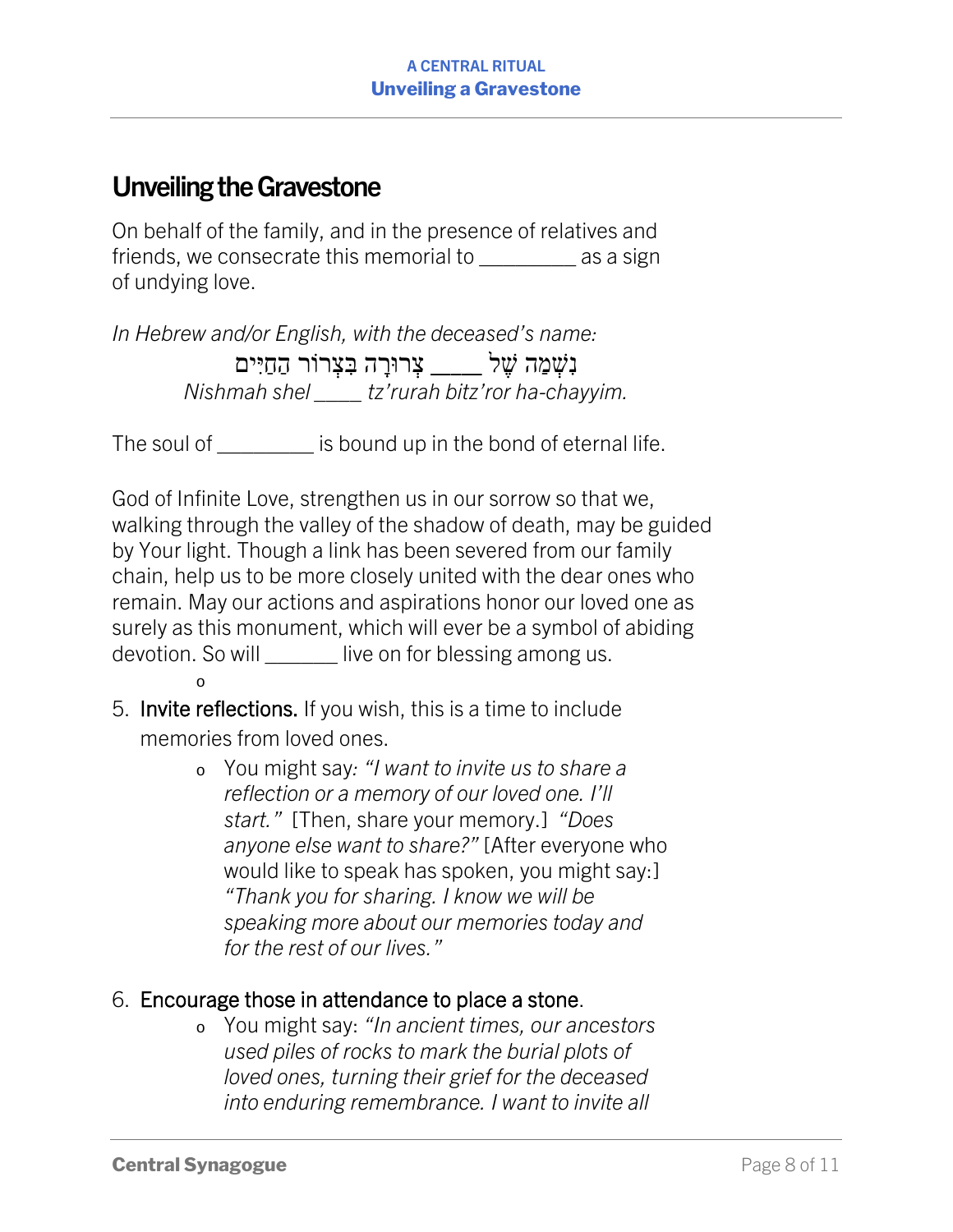## Unveiling the Gravestone

On behalf of the family, and in the presence of relatives and friends, we consecrate this memorial to _________ as a sign of undying love.

*In Hebrew and/or English, with the deceased's name:*

נִשְׁמַה שֶׁל ____ צְרוּרָה בִּצְרוֹר הַחַיִּים

*Nishmah shel ____ tz'rurah bitz'ror ha-chayyim.*

The soul of _________ is bound up in the bond of eternal life.

God of Infinite Love, strengthen us in our sorrow so that we, walking through the valley of the shadow of death, may be guided by Your light. Though a link has been severed from our family chain, help us to be more closely united with the dear ones who remain. May our actions and aspirations honor our loved one as surely as this monument, which will ever be a symbol of abiding devotion. So will _______ live on for blessing among us.

5. Invite reflections. If you wish, this is a time to include memories from loved ones.
   - You might say: *"I want to invite us to share a reflection or a memory of our loved one. I'll start."* [Then, share your memory.] *"Does anyone else want to share?"* [After everyone who would like to speak has spoken, you might say:] *"Thank you for sharing. I know we will be speaking more about our memories today and for the rest of our lives."*

6. Encourage those in attendance to place a stone.
   - You might say: *"In ancient times, our ancestors used piles of rocks to mark the burial plots of loved ones, turning their grief for the deceased into enduring remembrance. I want to invite all*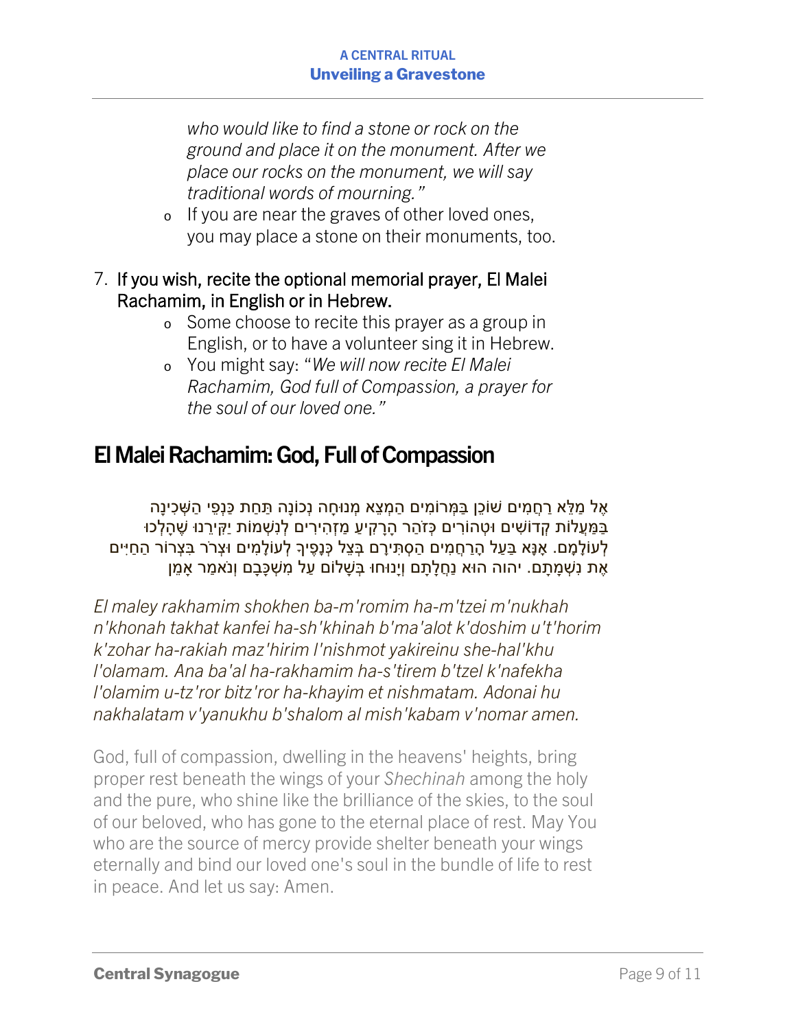*who would like to find a stone or rock on the ground and place it on the monument. After we place our rocks on the monument, we will say traditional words of mourning."*

- If you are near the graves of other loved ones, you may place a stone on their monuments, too.

7. If you wish, recite the optional memorial prayer, El Malei Rachamim, in English or in Hebrew.
   - Some choose to recite this prayer as a group in English, or to have a volunteer sing it in Hebrew.
   - You might say: "*We will now recite El Malei Rachamim, God full of Compassion, a prayer for the soul of our loved one.*"

## El Malei Rachamim: God, Full of Compassion

אֵל מַלֵּא רַחֲמִים שׁוֹכֵן בַּמְּרוֹמִים הַמְצֵא מְנוּחָה נְכוֹנָה תַּחַת כַּנְפֵי הַשְּׁכִינָה בְּמַעֲלוֹת קְדוֹשִׁים וּטְהוֹרִים כְּזֹהַר הָרָקִיעַ מַזְהִירִים לְנִשְׁמוֹת יַקִּירֵנוּ שֶׁהָלְכוּ לְעוֹלָמָם. אָנָּא בַּעַל הָרַחֲמִים הַסְתִּירֵם בְּצֵל כְּנָפֶיךָ לְעוֹלָמִים וּצְרֹר בִּצְרוֹר הַחַיִּים אֶת נִשְׁמָתָם. יהוה הוּא נַחֲלָתָם וְיָנוּחוּ בְּשָׁלוֹם עַל מִשְׁכָּבָם וְנֹאמַר אָמֵן

*El maley rakhamim shokhen ba-m'romim ha-m'tzei m'nukhah n'khonah takhat kanfei ha-sh'khinah b'ma'alot k'doshim u't'horim k'zohar ha-rakiah maz'hirim l'nishmot yakireinu she-hal'khu l'olamam. Ana ba'al ha-rakhamim ha-s'tirem b'tzel k'nafekha l'olamim u-tz'ror bitz'ror ha-khayim et nishmatam. Adonai hu nakhalatam v'yanukhu b'shalom al mish'kabam v'nomar amen.*

God, full of compassion, dwelling in the heavens' heights, bring proper rest beneath the wings of your *Shechinah* among the holy and the pure, who shine like the brilliance of the skies, to the soul of our beloved, who has gone to the eternal place of rest. May You who are the source of mercy provide shelter beneath your wings eternally and bind our loved one's soul in the bundle of life to rest in peace. And let us say: Amen.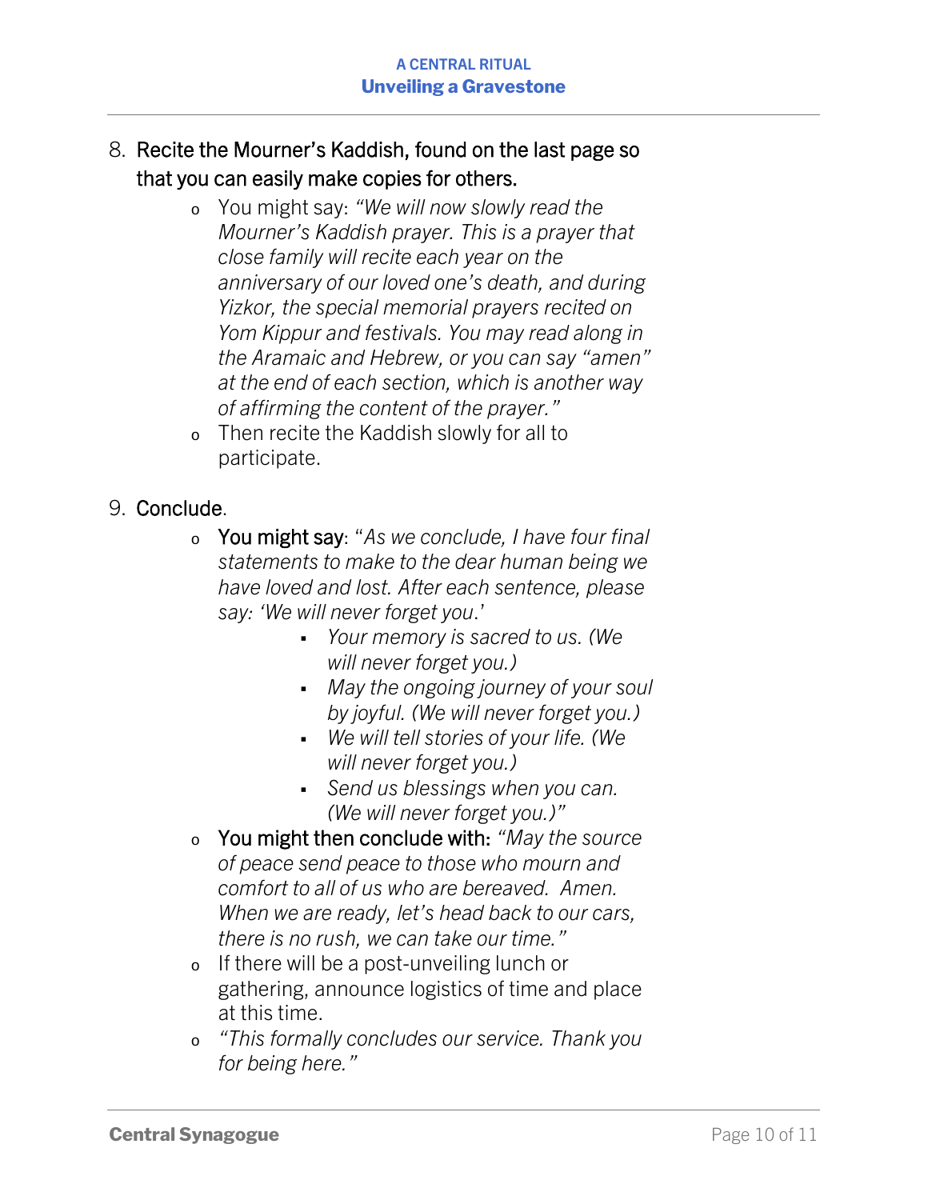8. Recite the Mourner's Kaddish, found on the last page so that you can easily make copies for others.
    - You might say: *"We will now slowly read the Mourner's Kaddish prayer. This is a prayer that close family will recite each year on the anniversary of our loved one's death, and during Yizkor, the special memorial prayers recited on Yom Kippur and festivals. You may read along in the Aramaic and Hebrew, or you can say "amen" at the end of each section, which is another way of affirming the content of the prayer."*
    - Then recite the Kaddish slowly for all to participate.

9. Conclude.
    - You might say: "*As we conclude, I have four final statements to make to the dear human being we have loved and lost. After each sentence, please say: 'We will never forget you*.'
        - *Your memory is sacred to us. (We will never forget you.)*
        - *May the ongoing journey of your soul by joyful. (We will never forget you.)*
        - *We will tell stories of your life. (We will never forget you.)*
        - *Send us blessings when you can. (We will never forget you.)"*
    - You might then conclude with: *"May the source of peace send peace to those who mourn and comfort to all of us who are bereaved. Amen. When we are ready, let's head back to our cars, there is no rush, we can take our time."*
    - If there will be a post-unveiling lunch or gathering, announce logistics of time and place at this time.
    - *"This formally concludes our service. Thank you for being here."*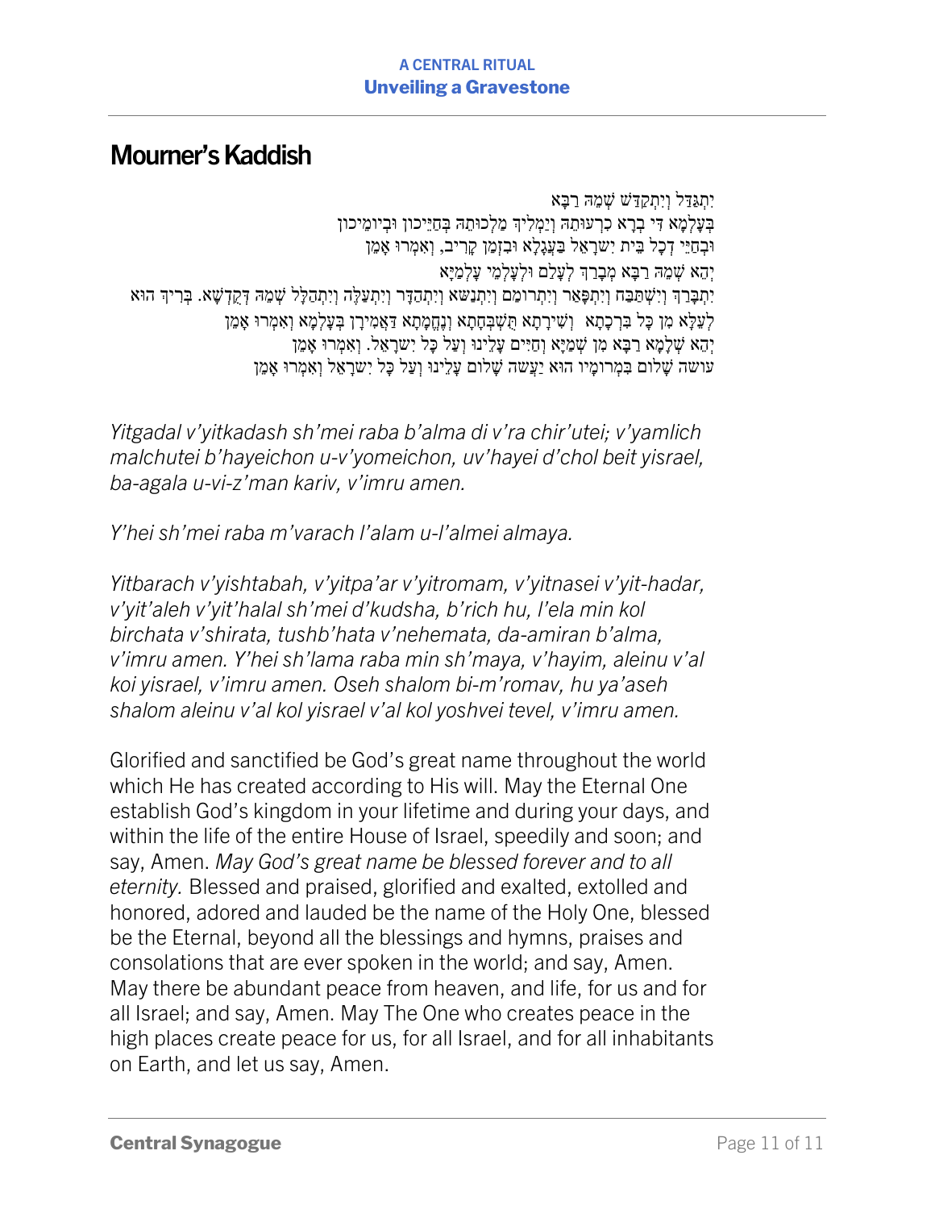## Mourner's Kaddish

יִתְגַּדַּל וְיִתְקַדַּשׁ שְׁמֵהּ רַבָּא
בְּעָלְמָא דִּי בְרָא כִרְעוּתֵהּ וְיַמְלִיךְ מַלְכוּתֵהּ בְּחַיֵּיכוֹן וּבְיוֹמֵיכוֹן
וּבְחַיֵּי דְכָל בֵּית יִשְׂרָאֵל בַּעֲגָלָא וּבִזְמַן קָרִיב, וְאִמְרוּ אָמֵן
יְהֵא שְׁמֵהּ רַבָּא מְבָרַךְ לְעָלַם וּלְעָלְמֵי עָלְמַיָּא
יִתְבָּרַךְ וְיִשְׁתַּבַּח וְיִתְפָּאַר וְיִתְרוֹמַם וְיִתְנַשֵּׂא וְיִתְהַדָּר וְיִתְעַלֶּה וְיִתְהַלָּל שְׁמֵהּ דְּקֻדְשָׁא. בְּרִיךְ הוּא
לְעֵלָּא מִן כָּל בִּרְכָתָא וְשִׁירָתָא תֻּשְׁבְּחָתָא וְנֶחֱמָתָא דַּאֲמִירָן בְּעָלְמָא וְאִמְרוּ אָמֵן
יְהֵא שְׁלָמָא רַבָּא מִן שְׁמַיָּא וְחַיִּים עָלֵינוּ וְעַל כָּל יִשְׂרָאֵל. וְאִמְרוּ אָמֵן
עוֹשֶׂה שָׁלוֹם בִּמְרוֹמָיו הוּא יַעֲשֶׂה שָׁלוֹם עָלֵינוּ וְעַל כָּל יִשְׂרָאֵל וְאִמְרוּ אָמֵן

*Yitgadal v'yitkadash sh'mei raba b'alma di v'ra chir'utei; v'yamlich malchutei b'hayeichon u-v'yomeichon, uv'hayei d'chol beit yisrael, ba-agala u-vi-z'man kariv, v'imru amen.*

*Y'hei sh'mei raba m'varach l'alam u-l'almei almaya.*

*Yitbarach v'yishtabah, v'yitpa'ar v'yitromam, v'yitnasei v'yit-hadar, v'yit'aleh v'yit'halal sh'mei d'kudsha, b'rich hu, l'ela min kol birchata v'shirata, tushb'hata v'nehemata, da-amiran b'alma, v'imru amen. Y'hei sh'lama raba min sh'maya, v'hayim, aleinu v'al koi yisrael, v'imru amen. Oseh shalom bi-m'romav, hu ya'aseh shalom aleinu v'al kol yisrael v'al kol yoshvei tevel, v'imru amen.*

Glorified and sanctified be God's great name throughout the world which He has created according to His will. May the Eternal One establish God's kingdom in your lifetime and during your days, and within the life of the entire House of Israel, speedily and soon; and say, Amen. *May God's great name be blessed forever and to all eternity.* Blessed and praised, glorified and exalted, extolled and honored, adored and lauded be the name of the Holy One, blessed be the Eternal, beyond all the blessings and hymns, praises and consolations that are ever spoken in the world; and say, Amen. May there be abundant peace from heaven, and life, for us and for all Israel; and say, Amen. May The One who creates peace in the high places create peace for us, for all Israel, and for all inhabitants on Earth, and let us say, Amen.